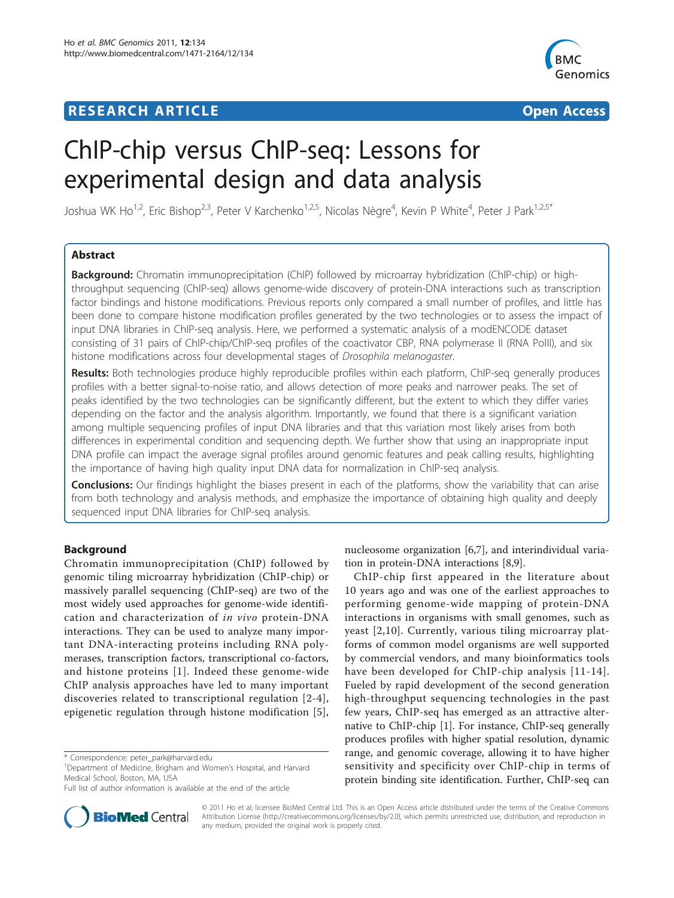RESEARCH ARTICLE | Open Access

# ChIP-chip versus ChIP-seq: Lessons for experimental design and data analysis

Joshua WK Ho[1,2], Eric Bishop[2,3], Peter V Karchenko[1,2,5], Nicolas Nègre[4], Kevin P White[4], Peter J Park[1,2,5*]

## Abstract

**Background:** Chromatin immunoprecipitation (ChIP) followed by microarray hybridization (ChIP-chip) or high-throughput sequencing (ChIP-seq) allows genome-wide discovery of protein-DNA interactions such as transcription factor bindings and histone modifications. Previous reports only compared a small number of profiles, and little has been done to compare histone modification profiles generated by the two technologies or to assess the impact of input DNA libraries in ChIP-seq analysis. Here, we performed a systematic analysis of a modENCODE dataset consisting of 31 pairs of ChIP-chip/ChIP-seq profiles of the coactivator CBP, RNA polymerase II (RNA PolII), and six histone modifications across four developmental stages of *Drosophila melanogaster*.

**Results:** Both technologies produce highly reproducible profiles within each platform, ChIP-seq generally produces profiles with a better signal-to-noise ratio, and allows detection of more peaks and narrower peaks. The set of peaks identified by the two technologies can be significantly different, but the extent to which they differ varies depending on the factor and the analysis algorithm. Importantly, we found that there is a significant variation among multiple sequencing profiles of input DNA libraries and that this variation most likely arises from both differences in experimental condition and sequencing depth. We further show that using an inappropriate input DNA profile can impact the average signal profiles around genomic features and peak calling results, highlighting the importance of having high quality input DNA data for normalization in ChIP-seq analysis.

**Conclusions:** Our findings highlight the biases present in each of the platforms, show the variability that can arise from both technology and analysis methods, and emphasize the importance of obtaining high quality and deeply sequenced input DNA libraries for ChIP-seq analysis.

## Background

Chromatin immunoprecipitation (ChIP) followed by genomic tiling microarray hybridization (ChIP-chip) or massively parallel sequencing (ChIP-seq) are two of the most widely used approaches for genome-wide identification and characterization of *in vivo* protein-DNA interactions. They can be used to analyze many important DNA-interacting proteins including RNA polymerases, transcription factors, transcriptional co-factors, and histone proteins [1]. Indeed these genome-wide ChIP analysis approaches have led to many important discoveries related to transcriptional regulation [2-4], epigenetic regulation through histone modification [5], nucleosome organization [6,7], and interindividual variation in protein-DNA interactions [8,9].

ChIP-chip first appeared in the literature about 10 years ago and was one of the earliest approaches to performing genome-wide mapping of protein-DNA interactions in organisms with small genomes, such as yeast [2,10]. Currently, various tiling microarray platforms of common model organisms are well supported by commercial vendors, and many bioinformatics tools have been developed for ChIP-chip analysis [11-14]. Fueled by rapid development of the second generation high-throughput sequencing technologies in the past few years, ChIP-seq has emerged as an attractive alternative to ChIP-chip [1]. For instance, ChIP-seq generally produces profiles with higher spatial resolution, dynamic range, and genomic coverage, allowing it to have higher sensitivity and specificity over ChIP-chip in terms of protein binding site identification. Further, ChIP-seq can

\* Correspondence: peter_park@harvard.edu
[1]Department of Medicine, Brigham and Women's Hospital, and Harvard Medical School, Boston, MA, USA
Full list of author information is available at the end of the article

© 2011 Ho et al; licensee BioMed Central Ltd. This is an Open Access article distributed under the terms of the Creative Commons Attribution License (http://creativecommons.org/licenses/by/2.0), which permits unrestricted use, distribution, and reproduction in any medium, provided the original work is properly cited.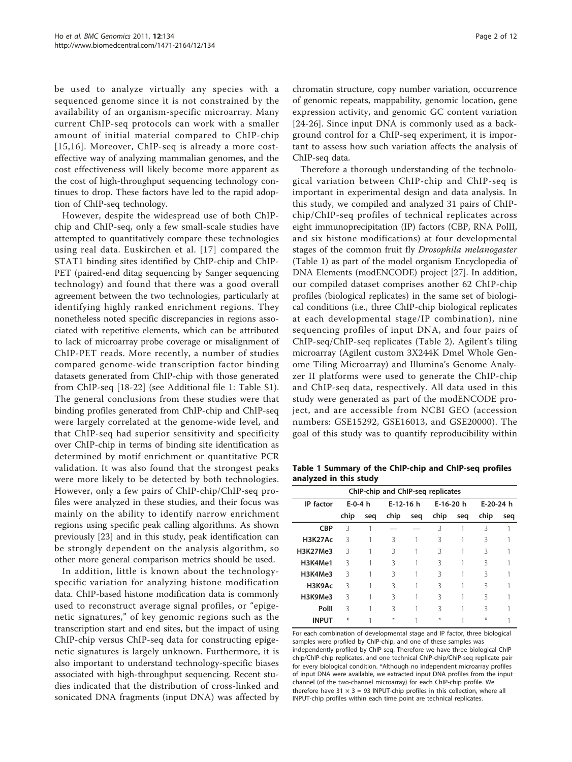be used to analyze virtually any species with a sequenced genome since it is not constrained by the availability of an organism-specific microarray. Many current ChIP-seq protocols can work with a smaller amount of initial material compared to ChIP-chip [15,16]. Moreover, ChIP-seq is already a more cost-effective way of analyzing mammalian genomes, and the cost effectiveness will likely become more apparent as the cost of high-throughput sequencing technology continues to drop. These factors have led to the rapid adoption of ChIP-seq technology.

However, despite the widespread use of both ChIP-chip and ChIP-seq, only a few small-scale studies have attempted to quantitatively compare these technologies using real data. Euskirchen et al. [17] compared the STAT1 binding sites identified by ChIP-chip and ChIP-PET (paired-end ditag sequencing by Sanger sequencing technology) and found that there was a good overall agreement between the two technologies, particularly at identifying highly ranked enrichment regions. They nonetheless noted specific discrepancies in regions associated with repetitive elements, which can be attributed to lack of microarray probe coverage or misalignment of ChIP-PET reads. More recently, a number of studies compared genome-wide transcription factor binding datasets generated from ChIP-chip with those generated from ChIP-seq [18-22] (see Additional file 1: Table S1). The general conclusions from these studies were that binding profiles generated from ChIP-chip and ChIP-seq were largely correlated at the genome-wide level, and that ChIP-seq had superior sensitivity and specificity over ChIP-chip in terms of binding site identification as determined by motif enrichment or quantitative PCR validation. It was also found that the strongest peaks were more likely to be detected by both technologies. However, only a few pairs of ChIP-chip/ChIP-seq profiles were analyzed in these studies, and their focus was mainly on the ability to identify narrow enrichment regions using specific peak calling algorithms. As shown previously [23] and in this study, peak identification can be strongly dependent on the analysis algorithm, so other more general comparison metrics should be used.

In addition, little is known about the technology-specific variation for analyzing histone modification data. ChIP-based histone modification data is commonly used to reconstruct average signal profiles, or "epigenetic signatures," of key genomic regions such as the transcription start and end sites, but the impact of using ChIP-chip versus ChIP-seq data for constructing epigenetic signatures is largely unknown. Furthermore, it is also important to understand technology-specific biases associated with high-throughput sequencing. Recent studies indicated that the distribution of cross-linked and sonicated DNA fragments (input DNA) was affected by chromatin structure, copy number variation, occurrence of genomic repeats, mappability, genomic location, gene expression activity, and genomic GC content variation [24-26]. Since input DNA is commonly used as a background control for a ChIP-seq experiment, it is important to assess how such variation affects the analysis of ChIP-seq data.

Therefore a thorough understanding of the technological variation between ChIP-chip and ChIP-seq is important in experimental design and data analysis. In this study, we compiled and analyzed 31 pairs of ChIP-chip/ChIP-seq profiles of technical replicates across eight immunoprecipitation (IP) factors (CBP, RNA PolII, and six histone modifications) at four developmental stages of the common fruit fly *Drosophila melanogaster* (Table 1) as part of the model organism Encyclopedia of DNA Elements (modENCODE) project [27]. In addition, our compiled dataset comprises another 62 ChIP-chip profiles (biological replicates) in the same set of biological conditions (i.e., three ChIP-chip biological replicates at each developmental stage/IP combination), nine sequencing profiles of input DNA, and four pairs of ChIP-seq/ChIP-seq replicates (Table 2). Agilent's tiling microarray (Agilent custom 3X244K Dmel Whole Genome Tiling Microarray) and Illumina's Genome Analyzer II platforms were used to generate the ChIP-chip and ChIP-seq data, respectively. All data used in this study were generated as part of the modENCODE project, and are accessible from NCBI GEO (accession numbers: GSE15292, GSE16013, and GSE20000). The goal of this study was to quantify reproducibility within

**Table 1 Summary of the ChIP-chip and ChIP-seq profiles analyzed in this study**

| ChIP-chip and ChIP-seq replicates | | | | | | | | |
|---|---|---|---|---|---|---|---|---|
| IP factor | E-0-4 h | | E-12-16 h | | E-16-20 h | | E-20-24 h | |
| | chip | seq | chip | seq | chip | seq | chip | seq |
| **CBP** | 3 | 1 | — | — | 3 | 1 | 3 | 1 |
| **H3K27Ac** | 3 | 1 | 3 | 1 | 3 | 1 | 3 | 1 |
| **H3K27Me3** | 3 | 1 | 3 | 1 | 3 | 1 | 3 | 1 |
| **H3K4Me1** | 3 | 1 | 3 | 1 | 3 | 1 | 3 | 1 |
| **H3K4Me3** | 3 | 1 | 3 | 1 | 3 | 1 | 3 | 1 |
| **H3K9Ac** | 3 | 1 | 3 | 1 | 3 | 1 | 3 | 1 |
| **H3K9Me3** | 3 | 1 | 3 | 1 | 3 | 1 | 3 | 1 |
| **PolII** | 3 | 1 | 3 | 1 | 3 | 1 | 3 | 1 |
| **INPUT** | * | 1 | * | 1 | * | 1 | * | 1 |

For each combination of developmental stage and IP factor, three biological samples were profiled by ChIP-chip, and one of these samples was independently profiled by ChIP-seq. Therefore we have three biological ChIP-chip/ChIP-chip replicates, and one technical ChIP-chip/ChIP-seq replicate pair for every biological condition. *Although no independent microarray profiles of input DNA were available, we extracted input DNA profiles from the input channel (of the two-channel microarray) for each ChIP-chip profile. We therefore have $31 \times 3 = 93$ INPUT-chip profiles in this collection, where all INPUT-chip profiles within each time point are technical replicates.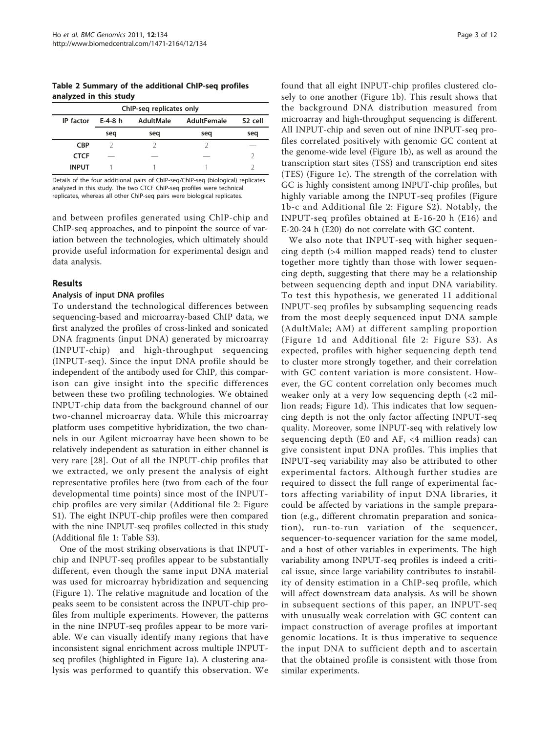**Table 2 Summary of the additional ChIP-seq profiles analyzed in this study**

| ChIP-seq replicates only | | | | |
|---|---|---|---|---|
| IP factor | E-4-8 h | AdultMale | AdultFemale | S2 cell |
| | seq | seq | seq | seq |
| CBP | 2 | 2 | 2 | — |
| CTCF | — | — | — | 2 |
| INPUT | 1 | 1 | 1 | 2 |

Details of the four additional pairs of ChIP-seq/ChIP-seq (biological) replicates analyzed in this study. The two CTCF ChIP-seq profiles were technical replicates, whereas all other ChIP-seq pairs were biological replicates.

and between profiles generated using ChIP-chip and ChIP-seq approaches, and to pinpoint the source of variation between the technologies, which ultimately should provide useful information for experimental design and data analysis.

## Results

### Analysis of input DNA profiles

To understand the technological differences between sequencing-based and microarray-based ChIP data, we first analyzed the profiles of cross-linked and sonicated DNA fragments (input DNA) generated by microarray (INPUT-chip) and high-throughput sequencing (INPUT-seq). Since the input DNA profile should be independent of the antibody used for ChIP, this comparison can give insight into the specific differences between these two profiling technologies. We obtained INPUT-chip data from the background channel of our two-channel microarray data. While this microarray platform uses competitive hybridization, the two channels in our Agilent microarray have been shown to be relatively independent as saturation in either channel is very rare [28]. Out of all the INPUT-chip profiles that we extracted, we only present the analysis of eight representative profiles here (two from each of the four developmental time points) since most of the INPUT-chip profiles are very similar (Additional file 2: Figure S1). The eight INPUT-chip profiles were then compared with the nine INPUT-seq profiles collected in this study (Additional file 1: Table S3).

One of the most striking observations is that INPUT-chip and INPUT-seq profiles appear to be substantially different, even though the same input DNA material was used for microarray hybridization and sequencing (Figure 1). The relative magnitude and location of the peaks seem to be consistent across the INPUT-chip profiles from multiple experiments. However, the patterns in the nine INPUT-seq profiles appear to be more variable. We can visually identify many regions that have inconsistent signal enrichment across multiple INPUT-seq profiles (highlighted in Figure 1a). A clustering analysis was performed to quantify this observation. We found that all eight INPUT-chip profiles clustered closely to one another (Figure 1b). This result shows that the background DNA distribution measured from microarray and high-throughput sequencing is different. All INPUT-chip and seven out of nine INPUT-seq profiles correlated positively with genomic GC content at the genome-wide level (Figure 1b), as well as around the transcription start sites (TSS) and transcription end sites (TES) (Figure 1c). The strength of the correlation with GC is highly consistent among INPUT-chip profiles, but highly variable among the INPUT-seq profiles (Figure 1b-c and Additional file 2: Figure S2). Notably, the INPUT-seq profiles obtained at E-16-20 h (E16) and E-20-24 h (E20) do not correlate with GC content.

We also note that INPUT-seq with higher sequencing depth (>4 million mapped reads) tend to cluster together more tightly than those with lower sequencing depth, suggesting that there may be a relationship between sequencing depth and input DNA variability. To test this hypothesis, we generated 11 additional INPUT-seq profiles by subsampling sequencing reads from the most deeply sequenced input DNA sample (AdultMale; AM) at different sampling proportion (Figure 1d and Additional file 2: Figure S3). As expected, profiles with higher sequencing depth tend to cluster more strongly together, and their correlation with GC content variation is more consistent. However, the GC content correlation only becomes much weaker only at a very low sequencing depth (<2 million reads; Figure 1d). This indicates that low sequencing depth is not the only factor affecting INPUT-seq quality. Moreover, some INPUT-seq with relatively low sequencing depth (E0 and AF, <4 million reads) can give consistent input DNA profiles. This implies that INPUT-seq variability may also be attributed to other experimental factors. Although further studies are required to dissect the full range of experimental factors affecting variability of input DNA libraries, it could be affected by variations in the sample preparation (e.g., different chromatin preparation and sonication), run-to-run variation of the sequencer, sequencer-to-sequencer variation for the same model, and a host of other variables in experiments. The high variability among INPUT-seq profiles is indeed a critical issue, since large variability contributes to instability of density estimation in a ChIP-seq profile, which will affect downstream data analysis. As will be shown in subsequent sections of this paper, an INPUT-seq with unusually weak correlation with GC content can impact construction of average profiles at important genomic locations. It is thus imperative to sequence the input DNA to sufficient depth and to ascertain that the obtained profile is consistent with those from similar experiments.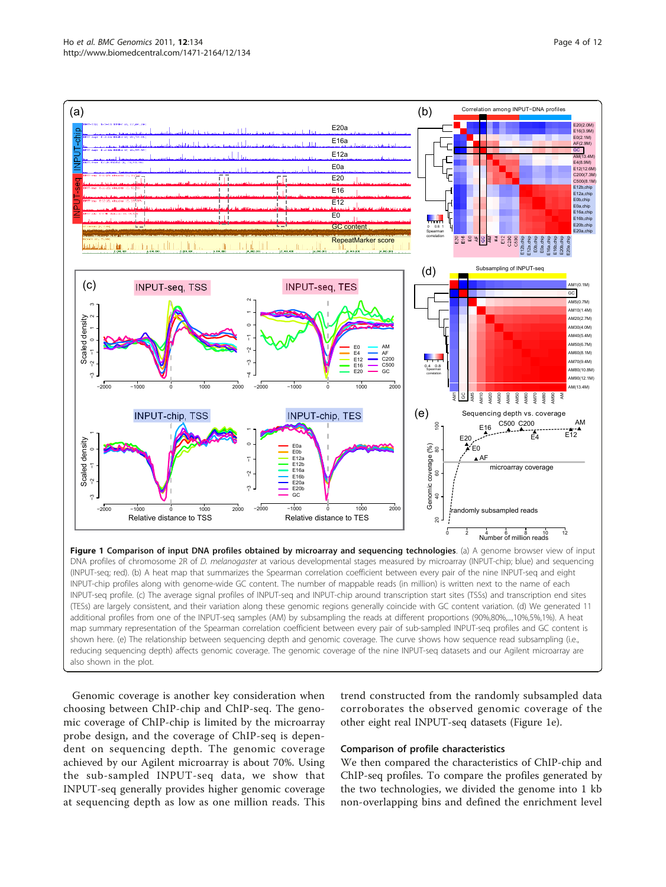**Figure 1 Comparison of input DNA profiles obtained by microarray and sequencing technologies**. (a) A genome browser view of input DNA profiles of chromosome 2R of *D. melanogaster* at various developmental stages measured by microarray (INPUT-chip; blue) and sequencing (INPUT-seq; red). (b) A heat map that summarizes the Spearman correlation coefficient between every pair of the nine INPUT-seq and eight INPUT-chip profiles along with genome-wide GC content. The number of mappable reads (in million) is written next to the name of each INPUT-seq profile. (c) The average signal profiles of INPUT-seq and INPUT-chip around transcription start sites (TSSs) and transcription end sites (TESs) are largely consistent, and their variation along these genomic regions generally coincide with GC content variation. (d) We generated 11 additional profiles from one of the INPUT-seq samples (AM) by subsampling the reads at different proportions (90%,80%,...,10%,5%,1%). A heat map summary representation of the Spearman correlation coefficient between every pair of sub-sampled INPUT-seq profiles and GC content is shown here. (e) The relationship between sequencing depth and genomic coverage. The curve shows how sequence read subsampling (i.e., reducing sequencing depth) affects genomic coverage. The genomic coverage of the nine INPUT-seq datasets and our Agilent microarray are also shown in the plot.

Genomic coverage is another key consideration when choosing between ChIP-chip and ChIP-seq. The genomic coverage of ChIP-chip is limited by the microarray probe design, and the coverage of ChIP-seq is dependent on sequencing depth. The genomic coverage achieved by our Agilent microarray is about 70%. Using the sub-sampled INPUT-seq data, we show that INPUT-seq generally provides higher genomic coverage at sequencing depth as low as one million reads. This trend constructed from the randomly subsampled data corroborates the observed genomic coverage of the other eight real INPUT-seq datasets (Figure 1e).

### Comparison of profile characteristics

We then compared the characteristics of ChIP-chip and ChIP-seq profiles. To compare the profiles generated by the two technologies, we divided the genome into 1 kb non-overlapping bins and defined the enrichment level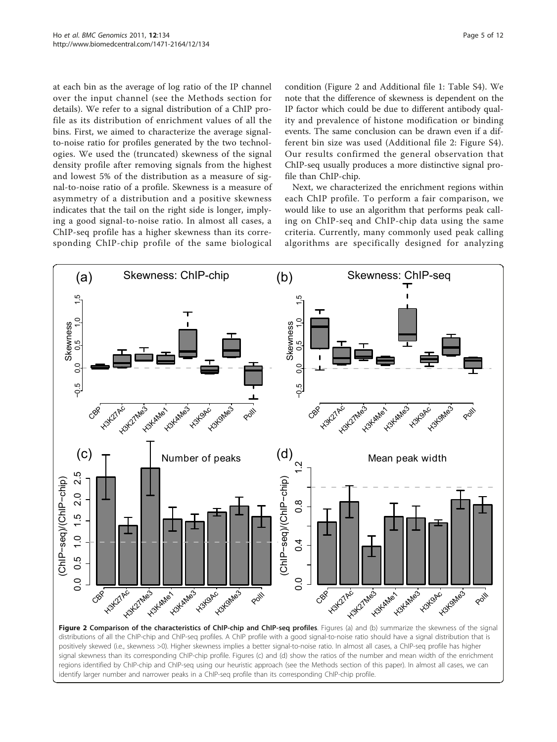at each bin as the average of log ratio of the IP channel over the input channel (see the Methods section for details). We refer to a signal distribution of a ChIP profile as its distribution of enrichment values of all the bins. First, we aimed to characterize the average signal-to-noise ratio for profiles generated by the two technologies. We used the (truncated) skewness of the signal density profile after removing signals from the highest and lowest 5% of the distribution as a measure of signal-to-noise ratio of a profile. Skewness is a measure of asymmetry of a distribution and a positive skewness indicates that the tail on the right side is longer, implying a good signal-to-noise ratio. In almost all cases, a ChIP-seq profile has a higher skewness than its corresponding ChIP-chip profile of the same biological condition (Figure 2 and Additional file 1: Table S4). We note that the difference of skewness is dependent on the IP factor which could be due to different antibody quality and prevalence of histone modification or binding events. The same conclusion can be drawn even if a different bin size was used (Additional file 2: Figure S4). Our results confirmed the general observation that ChIP-seq usually produces a more distinctive signal profile than ChIP-chip.

Next, we characterized the enrichment regions within each ChIP profile. To perform a fair comparison, we would like to use an algorithm that performs peak calling on ChIP-seq and ChIP-chip data using the same criteria. Currently, many commonly used peak calling algorithms are specifically designed for analyzing

**Figure 2 Comparison of the characteristics of ChIP-chip and ChIP-seq profiles**. Figures (a) and (b) summarize the skewness of the signal distributions of all the ChIP-chip and ChIP-seq profiles. A ChIP profile with a good signal-to-noise ratio should have a signal distribution that is positively skewed (i.e., skewness >0). Higher skewness implies a better signal-to-noise ratio. In almost all cases, a ChIP-seq profile has higher signal skewness than its corresponding ChIP-chip profile. Figures (c) and (d) show the ratios of the number and mean width of the enrichment regions identified by ChIP-chip and ChIP-seq using our heuristic approach (see the Methods section of this paper). In almost all cases, we can identify larger number and narrower peaks in a ChIP-seq profile than its corresponding ChIP-chip profile.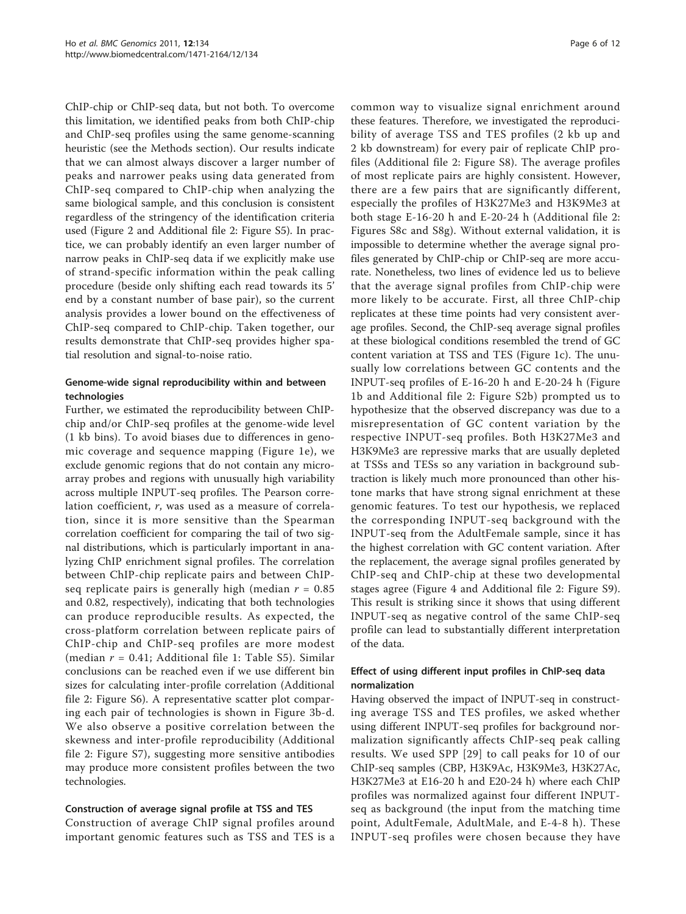ChIP-chip or ChIP-seq data, but not both. To overcome this limitation, we identified peaks from both ChIP-chip and ChIP-seq profiles using the same genome-scanning heuristic (see the Methods section). Our results indicate that we can almost always discover a larger number of peaks and narrower peaks using data generated from ChIP-seq compared to ChIP-chip when analyzing the same biological sample, and this conclusion is consistent regardless of the stringency of the identification criteria used (Figure 2 and Additional file 2: Figure S5). In practice, we can probably identify an even larger number of narrow peaks in ChIP-seq data if we explicitly make use of strand-specific information within the peak calling procedure (beside only shifting each read towards its 5' end by a constant number of base pair), so the current analysis provides a lower bound on the effectiveness of ChIP-seq compared to ChIP-chip. Taken together, our results demonstrate that ChIP-seq provides higher spatial resolution and signal-to-noise ratio.

### Genome-wide signal reproducibility within and between technologies

Further, we estimated the reproducibility between ChIP-chip and/or ChIP-seq profiles at the genome-wide level (1 kb bins). To avoid biases due to differences in genomic coverage and sequence mapping (Figure 1e), we exclude genomic regions that do not contain any microarray probes and regions with unusually high variability across multiple INPUT-seq profiles. The Pearson correlation coefficient, $r$, was used as a measure of correlation, since it is more sensitive than the Spearman correlation coefficient for comparing the tail of two signal distributions, which is particularly important in analyzing ChIP enrichment signal profiles. The correlation between ChIP-chip replicate pairs and between ChIP-seq replicate pairs is generally high (median $r = 0.85$ and 0.82, respectively), indicating that both technologies can produce reproducible results. As expected, the cross-platform correlation between replicate pairs of ChIP-chip and ChIP-seq profiles are more modest (median $r = 0.41$; Additional file 1: Table S5). Similar conclusions can be reached even if we use different bin sizes for calculating inter-profile correlation (Additional file 2: Figure S6). A representative scatter plot comparing each pair of technologies is shown in Figure 3b-d. We also observe a positive correlation between the skewness and inter-profile reproducibility (Additional file 2: Figure S7), suggesting more sensitive antibodies may produce more consistent profiles between the two technologies.

### Construction of average signal profile at TSS and TES

Construction of average ChIP signal profiles around important genomic features such as TSS and TES is a common way to visualize signal enrichment around these features. Therefore, we investigated the reproducibility of average TSS and TES profiles (2 kb up and 2 kb downstream) for every pair of replicate ChIP profiles (Additional file 2: Figure S8). The average profiles of most replicate pairs are highly consistent. However, there are a few pairs that are significantly different, especially the profiles of H3K27Me3 and H3K9Me3 at both stage E-16-20 h and E-20-24 h (Additional file 2: Figures S8c and S8g). Without external validation, it is impossible to determine whether the average signal profiles generated by ChIP-chip or ChIP-seq are more accurate. Nonetheless, two lines of evidence led us to believe that the average signal profiles from ChIP-chip were more likely to be accurate. First, all three ChIP-chip replicates at these time points had very consistent average profiles. Second, the ChIP-seq average signal profiles at these biological conditions resembled the trend of GC content variation at TSS and TES (Figure 1c). The unusually low correlations between GC contents and the INPUT-seq profiles of E-16-20 h and E-20-24 h (Figure 1b and Additional file 2: Figure S2b) prompted us to hypothesize that the observed discrepancy was due to a misrepresentation of GC content variation by the respective INPUT-seq profiles. Both H3K27Me3 and H3K9Me3 are repressive marks that are usually depleted at TSSs and TESs so any variation in background subtraction is likely much more pronounced than other histone marks that have strong signal enrichment at these genomic features. To test our hypothesis, we replaced the corresponding INPUT-seq background with the INPUT-seq from the AdultFemale sample, since it has the highest correlation with GC content variation. After the replacement, the average signal profiles generated by ChIP-seq and ChIP-chip at these two developmental stages agree (Figure 4 and Additional file 2: Figure S9). This result is striking since it shows that using different INPUT-seq as negative control of the same ChIP-seq profile can lead to substantially different interpretation of the data.

### Effect of using different input profiles in ChIP-seq data normalization

Having observed the impact of INPUT-seq in constructing average TSS and TES profiles, we asked whether using different INPUT-seq profiles for background normalization significantly affects ChIP-seq peak calling results. We used SPP [29] to call peaks for 10 of our ChIP-seq samples (CBP, H3K9Ac, H3K9Me3, H3K27Ac, H3K27Me3 at E16-20 h and E20-24 h) where each ChIP profiles was normalized against four different INPUT-seq as background (the input from the matching time point, AdultFemale, AdultMale, and E-4-8 h). These INPUT-seq profiles were chosen because they have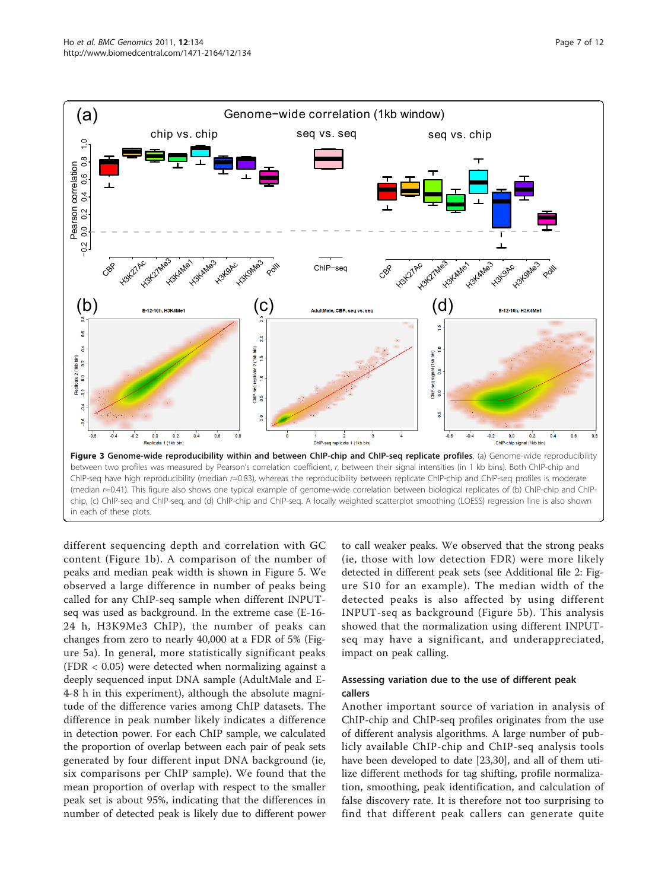**Figure 3 Genome-wide reproducibility within and between ChIP-chip and ChIP-seq replicate profiles**. (a) Genome-wide reproducibility between two profiles was measured by Pearson's correlation coefficient, $r$, between their signal intensities (in 1 kb bins). Both ChIP-chip and ChIP-seq have high reproducibility (median $r \approx 0.83$), whereas the reproducibility between replicate ChIP-chip and ChIP-seq profiles is moderate (median $r \approx 0.41$). This figure also shows one typical example of genome-wide correlation between biological replicates of (b) ChIP-chip and ChIP-chip, (c) ChIP-seq and ChIP-seq, and (d) ChIP-chip and ChIP-seq. A locally weighted scatterplot smoothing (LOESS) regression line is also shown in each of these plots.

different sequencing depth and correlation with GC content (Figure 1b). A comparison of the number of peaks and median peak width is shown in Figure 5. We observed a large difference in number of peaks being called for any ChIP-seq sample when different INPUT-seq was used as background. In the extreme case (E-16-24 h, H3K9Me3 ChIP), the number of peaks can changes from zero to nearly 40,000 at a FDR of 5% (Figure 5a). In general, more statistically significant peaks (FDR < 0.05) were detected when normalizing against a deeply sequenced input DNA sample (AdultMale and E-4-8 h in this experiment), although the absolute magnitude of the difference varies among ChIP datasets. The difference in peak number likely indicates a difference in detection power. For each ChIP sample, we calculated the proportion of overlap between each pair of peak sets generated by four different input DNA background (ie, six comparisons per ChIP sample). We found that the mean proportion of overlap with respect to the smaller peak set is about 95%, indicating that the differences in number of detected peak is likely due to different power to call weaker peaks. We observed that the strong peaks (ie, those with low detection FDR) were more likely detected in different peak sets (see Additional file 2: Figure S10 for an example). The median width of the detected peaks is also affected by using different INPUT-seq as background (Figure 5b). This analysis showed that the normalization using different INPUT-seq may have a significant, and underappreciated, impact on peak calling.

### Assessing variation due to the use of different peak callers

Another important source of variation in analysis of ChIP-chip and ChIP-seq profiles originates from the use of different analysis algorithms. A large number of publicly available ChIP-chip and ChIP-seq analysis tools have been developed to date [23,30], and all of them utilize different methods for tag shifting, profile normalization, smoothing, peak identification, and calculation of false discovery rate. It is therefore not too surprising to find that different peak callers can generate quite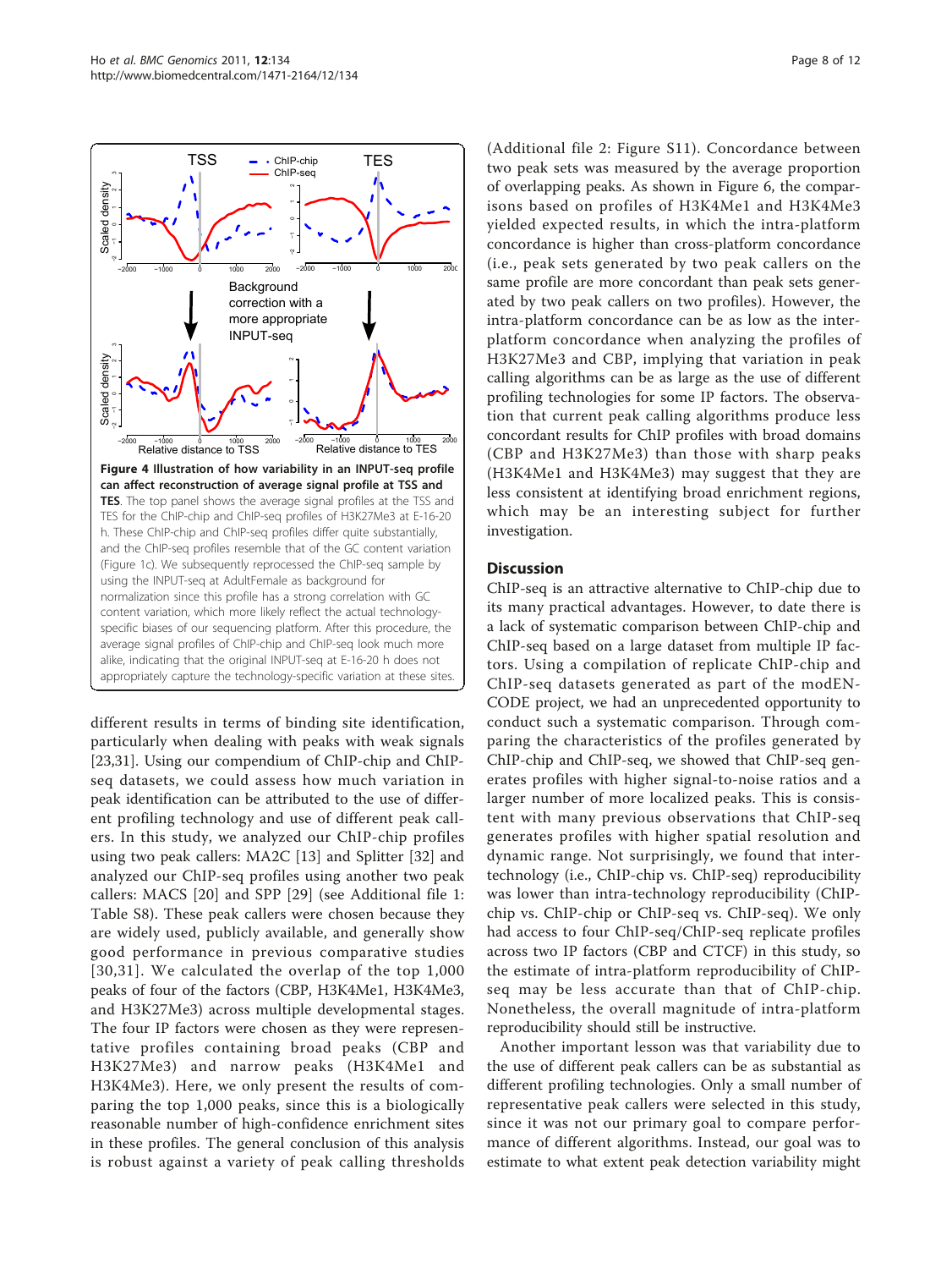**Figure 4 Illustration of how variability in an INPUT-seq profile can affect reconstruction of average signal profile at TSS and TES**. The top panel shows the average signal profiles at the TSS and TES for the ChIP-chip and ChIP-seq profiles of H3K27Me3 at E-16-20 h. These ChIP-chip and ChIP-seq profiles differ quite substantially, and the ChIP-seq profiles resemble that of the GC content variation (Figure 1c). We subsequently reprocessed the ChIP-seq sample by using the INPUT-seq at AdultFemale as background for normalization since this profile has a strong correlation with GC content variation, which more likely reflect the actual technology-specific biases of our sequencing platform. After this procedure, the average signal profiles of ChIP-chip and ChIP-seq look much more alike, indicating that the original INPUT-seq at E-16-20 h does not appropriately capture the technology-specific variation at these sites.

different results in terms of binding site identification, particularly when dealing with peaks with weak signals [23,31]. Using our compendium of ChIP-chip and ChIP-seq datasets, we could assess how much variation in peak identification can be attributed to the use of different profiling technology and use of different peak callers. In this study, we analyzed our ChIP-chip profiles using two peak callers: MA2C [13] and Splitter [32] and analyzed our ChIP-seq profiles using another two peak callers: MACS [20] and SPP [29] (see Additional file 1: Table S8). These peak callers were chosen because they are widely used, publicly available, and generally show good performance in previous comparative studies [30,31]. We calculated the overlap of the top 1,000 peaks of four of the factors (CBP, H3K4Me1, H3K4Me3, and H3K27Me3) across multiple developmental stages. The four IP factors were chosen as they were representative profiles containing broad peaks (CBP and H3K27Me3) and narrow peaks (H3K4Me1 and H3K4Me3). Here, we only present the results of comparing the top 1,000 peaks, since this is a biologically reasonable number of high-confidence enrichment sites in these profiles. The general conclusion of this analysis is robust against a variety of peak calling thresholds (Additional file 2: Figure S11). Concordance between two peak sets was measured by the average proportion of overlapping peaks. As shown in Figure 6, the comparisons based on profiles of H3K4Me1 and H3K4Me3 yielded expected results, in which the intra-platform concordance is higher than cross-platform concordance (i.e., peak sets generated by two peak callers on the same profile are more concordant than peak sets generated by two peak callers on two profiles). However, the intra-platform concordance can be as low as the inter-platform concordance when analyzing the profiles of H3K27Me3 and CBP, implying that variation in peak calling algorithms can be as large as the use of different profiling technologies for some IP factors. The observation that current peak calling algorithms produce less concordant results for ChIP profiles with broad domains (CBP and H3K27Me3) than those with sharp peaks (H3K4Me1 and H3K4Me3) may suggest that they are less consistent at identifying broad enrichment regions, which may be an interesting subject for further investigation.

## Discussion

ChIP-seq is an attractive alternative to ChIP-chip due to its many practical advantages. However, to date there is a lack of systematic comparison between ChIP-chip and ChIP-seq based on a large dataset from multiple IP factors. Using a compilation of replicate ChIP-chip and ChIP-seq datasets generated as part of the modENCODE project, we had an unprecedented opportunity to conduct such a systematic comparison. Through comparing the characteristics of the profiles generated by ChIP-chip and ChIP-seq, we showed that ChIP-seq generates profiles with higher signal-to-noise ratios and a larger number of more localized peaks. This is consistent with many previous observations that ChIP-seq generates profiles with higher spatial resolution and dynamic range. Not surprisingly, we found that inter-technology (i.e., ChIP-chip vs. ChIP-seq) reproducibility was lower than intra-technology reproducibility (ChIP-chip vs. ChIP-chip or ChIP-seq vs. ChIP-seq). We only had access to four ChIP-seq/ChIP-seq replicate profiles across two IP factors (CBP and CTCF) in this study, so the estimate of intra-platform reproducibility of ChIP-seq may be less accurate than that of ChIP-chip. Nonetheless, the overall magnitude of intra-platform reproducibility should still be instructive.

Another important lesson was that variability due to the use of different peak callers can be as substantial as different profiling technologies. Only a small number of representative peak callers were selected in this study, since it was not our primary goal to compare performance of different algorithms. Instead, our goal was to estimate to what extent peak detection variability might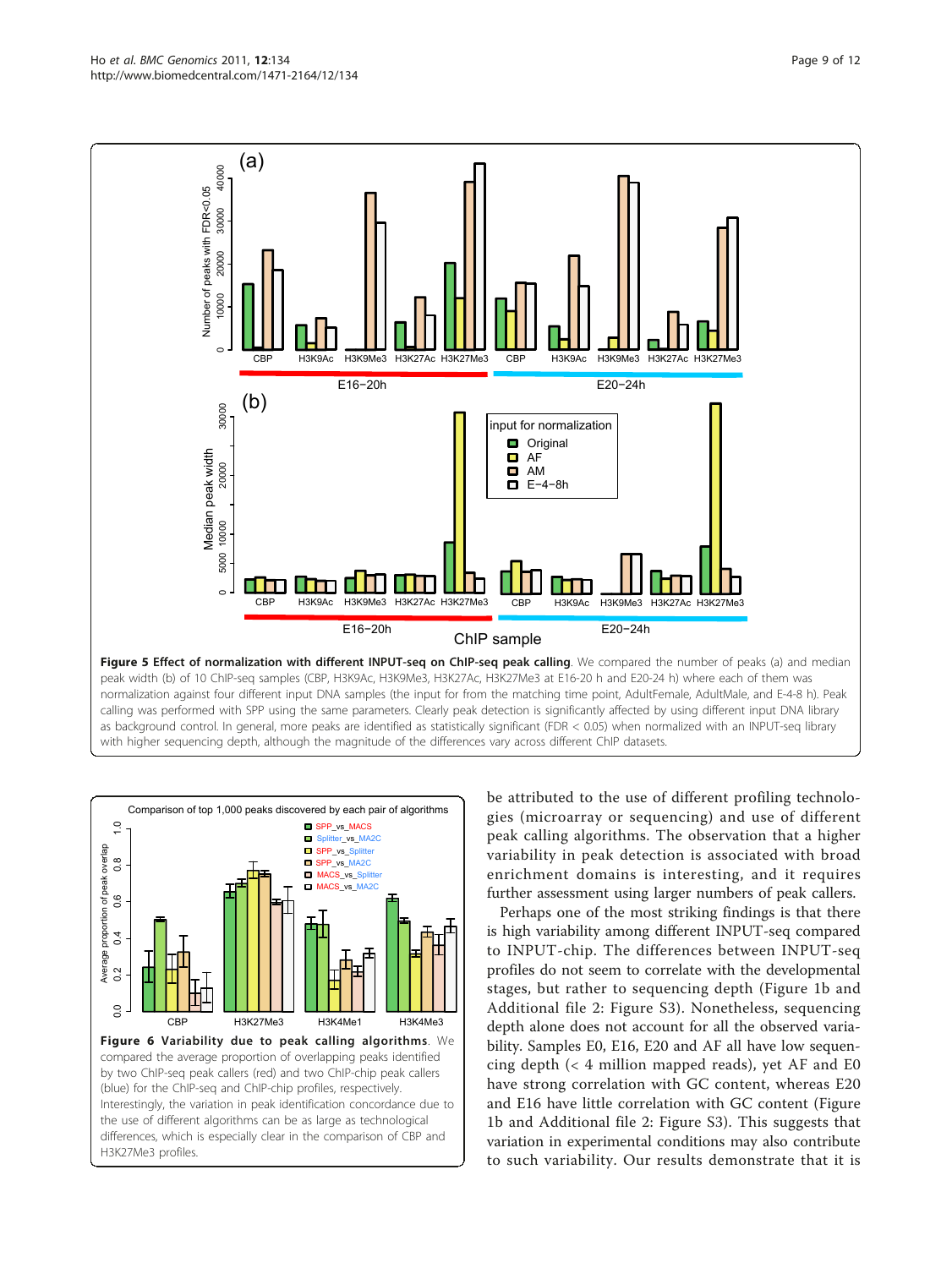**Figure 5 Effect of normalization with different INPUT-seq on ChIP-seq peak calling**. We compared the number of peaks (a) and median peak width (b) of 10 ChIP-seq samples (CBP, H3K9Ac, H3K9Me3, H3K27Ac, H3K27Me3 at E16-20 h and E20-24 h) where each of them was normalization against four different input DNA samples (the input for from the matching time point, AdultFemale, AdultMale, and E-4-8 h). Peak calling was performed with SPP using the same parameters. Clearly peak detection is significantly affected by using different input DNA library as background control. In general, more peaks are identified as statistically significant (FDR < 0.05) when normalized with an INPUT-seq library with higher sequencing depth, although the magnitude of the differences vary across different ChIP datasets.

**Figure 6 Variability due to peak calling algorithms**. We compared the average proportion of overlapping peaks identified by two ChIP-seq peak callers (red) and two ChIP-chip peak callers (blue) for the ChIP-seq and ChIP-chip profiles, respectively. Interestingly, the variation in peak identification concordance due to the use of different algorithms can be as large as technological differences, which is especially clear in the comparison of CBP and H3K27Me3 profiles.

be attributed to the use of different profiling technologies (microarray or sequencing) and use of different peak calling algorithms. The observation that a higher variability in peak detection is associated with broad enrichment domains is interesting, and it requires further assessment using larger numbers of peak callers.

Perhaps one of the most striking findings is that there is high variability among different INPUT-seq compared to INPUT-chip. The differences between INPUT-seq profiles do not seem to correlate with the developmental stages, but rather to sequencing depth (Figure 1b and Additional file 2: Figure S3). Nonetheless, sequencing depth alone does not account for all the observed variability. Samples E0, E16, E20 and AF all have low sequencing depth (< 4 million mapped reads), yet AF and E0 have strong correlation with GC content, whereas E20 and E16 have little correlation with GC content (Figure 1b and Additional file 2: Figure S3). This suggests that variation in experimental conditions may also contribute to such variability. Our results demonstrate that it is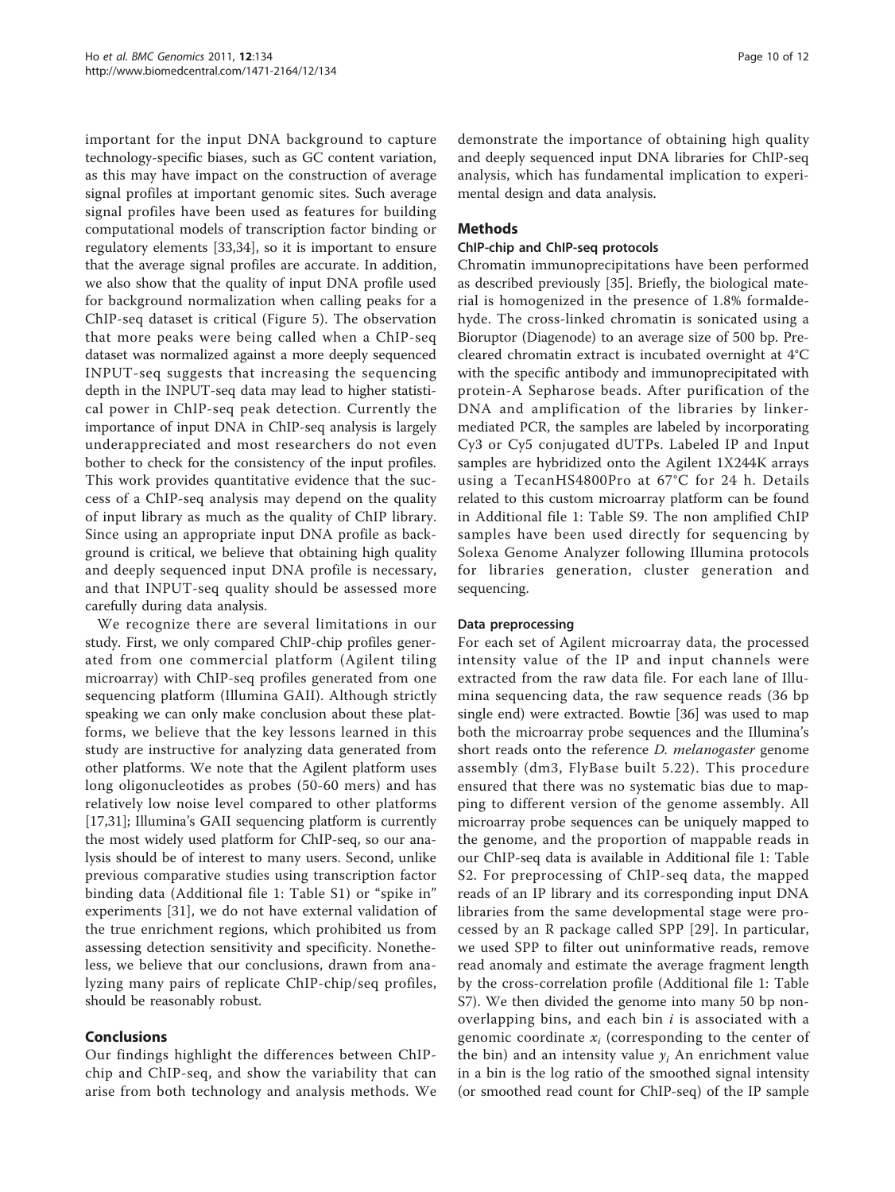important for the input DNA background to capture technology-specific biases, such as GC content variation, as this may have impact on the construction of average signal profiles at important genomic sites. Such average signal profiles have been used as features for building computational models of transcription factor binding or regulatory elements [33,34], so it is important to ensure that the average signal profiles are accurate. In addition, we also show that the quality of input DNA profile used for background normalization when calling peaks for a ChIP-seq dataset is critical (Figure 5). The observation that more peaks were being called when a ChIP-seq dataset was normalized against a more deeply sequenced INPUT-seq suggests that increasing the sequencing depth in the INPUT-seq data may lead to higher statistical power in ChIP-seq peak detection. Currently the importance of input DNA in ChIP-seq analysis is largely underappreciated and most researchers do not even bother to check for the consistency of the input profiles. This work provides quantitative evidence that the success of a ChIP-seq analysis may depend on the quality of input library as much as the quality of ChIP library. Since using an appropriate input DNA profile as background is critical, we believe that obtaining high quality and deeply sequenced input DNA profile is necessary, and that INPUT-seq quality should be assessed more carefully during data analysis.

We recognize there are several limitations in our study. First, we only compared ChIP-chip profiles generated from one commercial platform (Agilent tiling microarray) with ChIP-seq profiles generated from one sequencing platform (Illumina GAII). Although strictly speaking we can only make conclusion about these platforms, we believe that the key lessons learned in this study are instructive for analyzing data generated from other platforms. We note that the Agilent platform uses long oligonucleotides as probes (50-60 mers) and has relatively low noise level compared to other platforms [17,31]; Illumina's GAII sequencing platform is currently the most widely used platform for ChIP-seq, so our analysis should be of interest to many users. Second, unlike previous comparative studies using transcription factor binding data (Additional file 1: Table S1) or "spike in" experiments [31], we do not have external validation of the true enrichment regions, which prohibited us from assessing detection sensitivity and specificity. Nonetheless, we believe that our conclusions, drawn from analyzing many pairs of replicate ChIP-chip/seq profiles, should be reasonably robust.

## Conclusions

Our findings highlight the differences between ChIP-chip and ChIP-seq, and show the variability that can arise from both technology and analysis methods. We demonstrate the importance of obtaining high quality and deeply sequenced input DNA libraries for ChIP-seq analysis, which has fundamental implication to experimental design and data analysis.

## Methods

### ChIP-chip and ChIP-seq protocols

Chromatin immunoprecipitations have been performed as described previously [35]. Briefly, the biological material is homogenized in the presence of 1.8% formaldehyde. The cross-linked chromatin is sonicated using a Bioruptor (Diagenode) to an average size of 500 bp. Precleared chromatin extract is incubated overnight at 4°C with the specific antibody and immunoprecipitated with protein-A Sepharose beads. After purification of the DNA and amplification of the libraries by linker-mediated PCR, the samples are labeled by incorporating Cy3 or Cy5 conjugated dUTPs. Labeled IP and Input samples are hybridized onto the Agilent 1X244K arrays using a TecanHS4800Pro at 67°C for 24 h. Details related to this custom microarray platform can be found in Additional file 1: Table S9. The non amplified ChIP samples have been used directly for sequencing by Solexa Genome Analyzer following Illumina protocols for libraries generation, cluster generation and sequencing.

### Data preprocessing

For each set of Agilent microarray data, the processed intensity value of the IP and input channels were extracted from the raw data file. For each lane of Illumina sequencing data, the raw sequence reads (36 bp single end) were extracted. Bowtie [36] was used to map both the microarray probe sequences and the Illumina's short reads onto the reference *D. melanogaster* genome assembly (dm3, FlyBase built 5.22). This procedure ensured that there was no systematic bias due to mapping to different version of the genome assembly. All microarray probe sequences can be uniquely mapped to the genome, and the proportion of mappable reads in our ChIP-seq data is available in Additional file 1: Table S2. For preprocessing of ChIP-seq data, the mapped reads of an IP library and its corresponding input DNA libraries from the same developmental stage were processed by an R package called SPP [29]. In particular, we used SPP to filter out uninformative reads, remove read anomaly and estimate the average fragment length by the cross-correlation profile (Additional file 1: Table S7). We then divided the genome into many 50 bp non-overlapping bins, and each bin $i$ is associated with a genomic coordinate $x_i$ (corresponding to the center of the bin) and an intensity value $y_i$ An enrichment value in a bin is the log ratio of the smoothed signal intensity (or smoothed read count for ChIP-seq) of the IP sample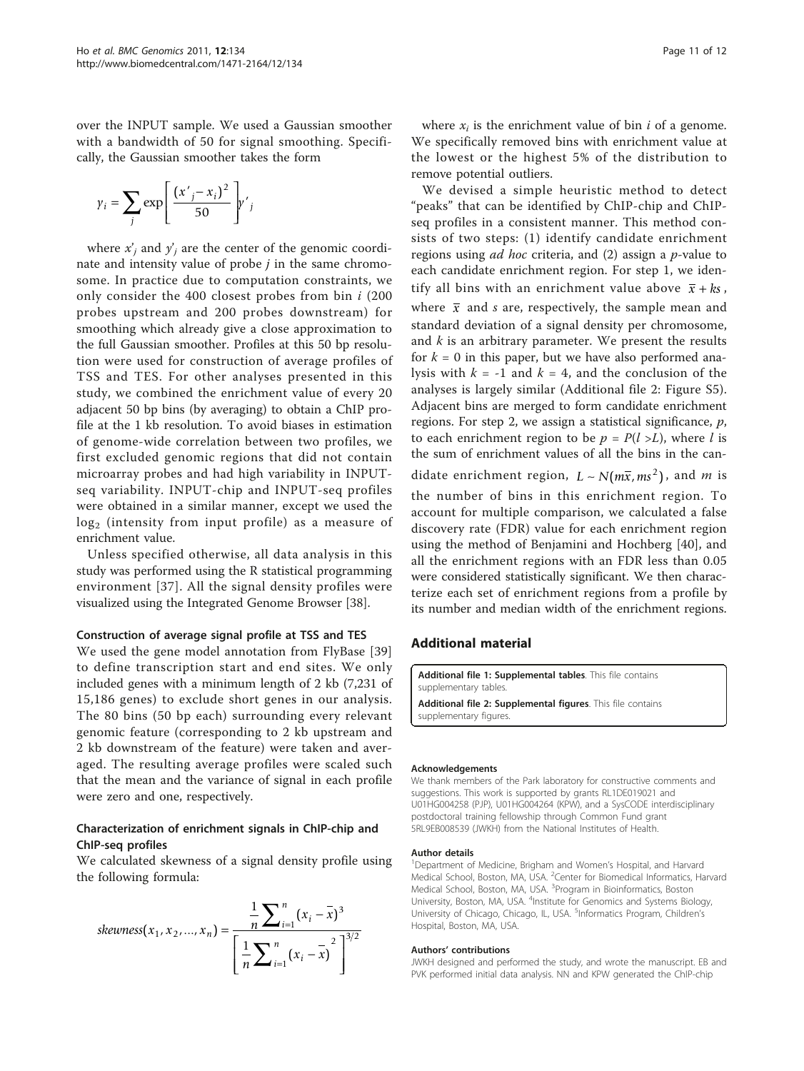over the INPUT sample. We used a Gaussian smoother with a bandwidth of 50 for signal smoothing. Specifically, the Gaussian smoother takes the form

$$y_i = \sum_j \exp\left[\frac{(x'_j - x_i)^2}{50}\right] y'_j$$

where $x'_j$ and $y'_j$ are the center of the genomic coordinate and intensity value of probe $j$ in the same chromosome. In practice due to computation constraints, we only consider the 400 closest probes from bin $i$ (200 probes upstream and 200 probes downstream) for smoothing which already give a close approximation to the full Gaussian smoother. Profiles at this 50 bp resolution were used for construction of average profiles of TSS and TES. For other analyses presented in this study, we combined the enrichment value of every 20 adjacent 50 bp bins (by averaging) to obtain a ChIP profile at the 1 kb resolution. To avoid biases in estimation of genome-wide correlation between two profiles, we first excluded genomic regions that did not contain microarray probes and had high variability in INPUT-seq variability. INPUT-chip and INPUT-seq profiles were obtained in a similar manner, except we used the $\log_2$ (intensity from input profile) as a measure of enrichment value.

Unless specified otherwise, all data analysis in this study was performed using the R statistical programming environment [37]. All the signal density profiles were visualized using the Integrated Genome Browser [38].

### Construction of average signal profile at TSS and TES

We used the gene model annotation from FlyBase [39] to define transcription start and end sites. We only included genes with a minimum length of 2 kb (7,231 of 15,186 genes) to exclude short genes in our analysis. The 80 bins (50 bp each) surrounding every relevant genomic feature (corresponding to 2 kb upstream and 2 kb downstream of the feature) were taken and averaged. The resulting average profiles were scaled such that the mean and the variance of signal in each profile were zero and one, respectively.

### Characterization of enrichment signals in ChIP-chip and ChIP-seq profiles

We calculated skewness of a signal density profile using the following formula:

$$skewness(x_1, x_2, ..., x_n) = \frac{\frac{1}{n}\sum_{i=1}^{n}(x_i - \bar{x})^3}{\left[\frac{1}{n}\sum_{i=1}^{n}(x_i - \bar{x})^2\right]^{3/2}}$$

where $x_i$ is the enrichment value of bin $i$ of a genome. We specifically removed bins with enrichment value at the lowest or the highest 5% of the distribution to remove potential outliers.

We devised a simple heuristic method to detect "peaks" that can be identified by ChIP-chip and ChIP-seq profiles in a consistent manner. This method consists of two steps: (1) identify candidate enrichment regions using *ad hoc* criteria, and (2) assign a $p$-value to each candidate enrichment region. For step 1, we identify all bins with an enrichment value above $\bar{x} + ks$, where $\bar{x}$ and $s$ are, respectively, the sample mean and standard deviation of a signal density per chromosome, and $k$ is an arbitrary parameter. We present the results for $k = 0$ in this paper, but we have also performed analysis with $k = -1$ and $k = 4$, and the conclusion of the analyses is largely similar (Additional file 2: Figure S5). Adjacent bins are merged to form candidate enrichment regions. For step 2, we assign a statistical significance, $p$, to each enrichment region to be $p = P(l > L)$, where $l$ is the sum of enrichment values of all the bins in the candidate enrichment region, $L \sim N(m\bar{x}, ms^2)$, and $m$ is the number of bins in this enrichment region. To account for multiple comparison, we calculated a false discovery rate (FDR) value for each enrichment region using the method of Benjamini and Hochberg [40], and all the enrichment regions with an FDR less than 0.05 were considered statistically significant. We then characterize each set of enrichment regions from a profile by its number and median width of the enrichment regions.

## Additional material

**Additional file 1: Supplemental tables**. This file contains supplementary tables.

**Additional file 2: Supplemental figures**. This file contains supplementary figures.

#### Acknowledgements

We thank members of the Park laboratory for constructive comments and suggestions. This work is supported by grants RL1DE019021 and U01HG004258 (PJP), U01HG004264 (KPW), and a SysCODE interdisciplinary postdoctoral training fellowship through Common Fund grant 5RL9EB008539 (JWKH) from the National Institutes of Health.

#### Author details

[1]Department of Medicine, Brigham and Women's Hospital, and Harvard Medical School, Boston, MA, USA. [2]Center for Biomedical Informatics, Harvard Medical School, Boston, MA, USA. [3]Program in Bioinformatics, Boston University, Boston, MA, USA. [4]Institute for Genomics and Systems Biology, University of Chicago, Chicago, IL, USA. [5]Informatics Program, Children's Hospital, Boston, MA, USA.

#### Authors' contributions

JWKH designed and performed the study, and wrote the manuscript. EB and PVK performed initial data analysis. NN and KPW generated the ChIP-chip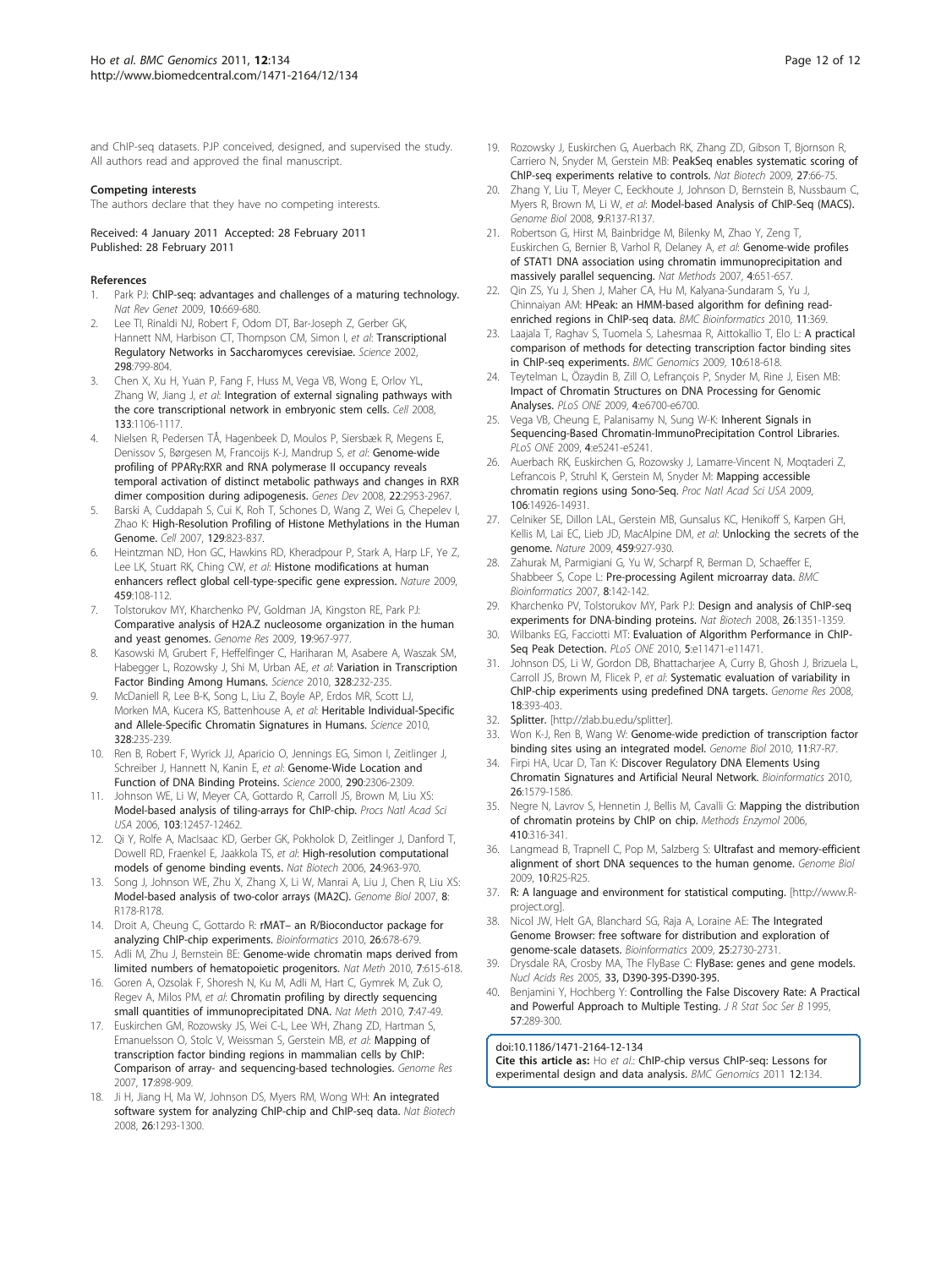and ChIP-seq datasets. PJP conceived, designed, and supervised the study. All authors read and approved the final manuscript.

#### Competing interests

The authors declare that they have no competing interests.

Received: 4 January 2011 Accepted: 28 February 2011
Published: 28 February 2011

#### References

1. Park PJ: **ChIP-seq: advantages and challenges of a maturing technology.** *Nat Rev Genet* 2009, **10**:669-680.
2. Lee TI, Rinaldi NJ, Robert F, Odom DT, Bar-Joseph Z, Gerber GK, Hannett NM, Harbison CT, Thompson CM, Simon I, *et al*: **Transcriptional Regulatory Networks in Saccharomyces cerevisiae.** *Science* 2002, **298**:799-804.
3. Chen X, Xu H, Yuan P, Fang F, Huss M, Vega VB, Wong E, Orlov YL, Zhang W, Jiang J, *et al*: **Integration of external signaling pathways with the core transcriptional network in embryonic stem cells.** *Cell* 2008, **133**:1106-1117.
4. Nielsen R, Pedersen TÅ, Hagenbeek D, Moulos P, Siersbæk R, Megens E, Denissov S, Børgesen M, Francoijs K-J, Mandrup S, *et al*: **Genome-wide profiling of PPARγ:RXR and RNA polymerase II occupancy reveals temporal activation of distinct metabolic pathways and changes in RXR dimer composition during adipogenesis.** *Genes Dev* 2008, **22**:2953-2967.
5. Barski A, Cuddapah S, Cui K, Roh T, Schones D, Wang Z, Wei G, Chepelev I, Zhao K: **High-Resolution Profiling of Histone Methylations in the Human Genome.** *Cell* 2007, **129**:823-837.
6. Heintzman ND, Hon GC, Hawkins RD, Kheradpour P, Stark A, Harp LF, Ye Z, Lee LK, Stuart RK, Ching CW, *et al*: **Histone modifications at human enhancers reflect global cell-type-specific gene expression.** *Nature* 2009, **459**:108-112.
7. Tolstorukov MY, Kharchenko PV, Goldman JA, Kingston RE, Park PJ: **Comparative analysis of H2A.Z nucleosome organization in the human and yeast genomes.** *Genome Res* 2009, **19**:967-977.
8. Kasowski M, Grubert F, Heffelfinger C, Hariharan M, Asabere A, Waszak SM, Habegger L, Rozowsky J, Shi M, Urban AE, *et al*: **Variation in Transcription Factor Binding Among Humans.** *Science* 2010, **328**:232-235.
9. McDaniell R, Lee B-K, Song L, Liu Z, Boyle AP, Erdos MR, Scott LJ, Morken MA, Kucera KS, Battenhouse A, *et al*: **Heritable Individual-Specific and Allele-Specific Chromatin Signatures in Humans.** *Science* 2010, **328**:235-239.
10. Ren B, Robert F, Wyrick JJ, Aparicio O, Jennings EG, Simon I, Zeitlinger J, Schreiber J, Hannett N, Kanin E, *et al*: **Genome-Wide Location and Function of DNA Binding Proteins.** *Science* 2000, **290**:2306-2309.
11. Johnson WE, Li W, Meyer CA, Gottardo R, Carroll JS, Brown M, Liu XS: **Model-based analysis of tiling-arrays for ChIP-chip.** *Procs Natl Acad Sci USA* 2006, **103**:12457-12462.
12. Qi Y, Rolfe A, MacIsaac KD, Gerber GK, Pokholok D, Zeitlinger J, Danford T, Dowell RD, Fraenkel E, Jaakkola TS, *et al*: **High-resolution computational models of genome binding events.** *Nat Biotech* 2006, **24**:963-970.
13. Song J, Johnson WE, Zhu X, Zhang X, Li W, Manrai A, Liu J, Chen R, Liu XS: **Model-based analysis of two-color arrays (MA2C).** *Genome Biol* 2007, **8**: R178-R178.
14. Droit A, Cheung C, Gottardo R: **rMAT– an R/Bioconductor package for analyzing ChIP-chip experiments.** *Bioinformatics* 2010, **26**:678-679.
15. Adli M, Zhu J, Bernstein BE: **Genome-wide chromatin maps derived from limited numbers of hematopoietic progenitors.** *Nat Meth* 2010, **7**:615-618.
16. Goren A, Ozsolak F, Shoresh N, Ku M, Adli M, Hart C, Gymrek M, Zuk O, Regev A, Milos PM, *et al*: **Chromatin profiling by directly sequencing small quantities of immunoprecipitated DNA.** *Nat Meth* 2010, **7**:47-49.
17. Euskirchen GM, Rozowsky JS, Wei C-L, Lee WH, Zhang ZD, Hartman S, Emanuelsson O, Stolc V, Weissman S, Gerstein MB, *et al*: **Mapping of transcription factor binding regions in mammalian cells by ChIP: Comparison of array- and sequencing-based technologies.** *Genome Res* 2007, **17**:898-909.
18. Ji H, Jiang H, Ma W, Johnson DS, Myers RM, Wong WH: **An integrated software system for analyzing ChIP-chip and ChIP-seq data.** *Nat Biotech* 2008, **26**:1293-1300.
19. Rozowsky J, Euskirchen G, Auerbach RK, Zhang ZD, Gibson T, Bjornson R, Carriero N, Snyder M, Gerstein MB: **PeakSeq enables systematic scoring of ChIP-seq experiments relative to controls.** *Nat Biotech* 2009, **27**:66-75.
20. Zhang Y, Liu T, Meyer C, Eeckhoute J, Johnson D, Bernstein B, Nussbaum C, Myers R, Brown M, Li W, *et al*: **Model-based Analysis of ChIP-Seq (MACS).** *Genome Biol* 2008, **9**:R137-R137.
21. Robertson G, Hirst M, Bainbridge M, Bilenky M, Zhao Y, Zeng T, Euskirchen G, Bernier B, Varhol R, Delaney A, *et al*: **Genome-wide profiles of STAT1 DNA association using chromatin immunoprecipitation and massively parallel sequencing.** *Nat Methods* 2007, **4**:651-657.
22. Qin ZS, Yu J, Shen J, Maher CA, Hu M, Kalyana-Sundaram S, Yu J, Chinnaiyan AM: **HPeak: an HMM-based algorithm for defining read-enriched regions in ChIP-seq data.** *BMC Bioinformatics* 2010, **11**:369.
23. Laajala T, Raghav S, Tuomela S, Lahesmaa R, Aittokallio T, Elo L: **A practical comparison of methods for detecting transcription factor binding sites in ChIP-seq experiments.** *BMC Genomics* 2009, **10**:618-618.
24. Teytelman L, Özaydin B, Zill O, Lefrançois P, Snyder M, Rine J, Eisen MB: **Impact of Chromatin Structures on DNA Processing for Genomic Analyses.** *PLoS ONE* 2009, **4**:e6700-e6700.
25. Vega VB, Cheung E, Palanisamy N, Sung W-K: **Inherent Signals in Sequencing-Based Chromatin-ImmunoPrecipitation Control Libraries.** *PLoS ONE* 2009, **4**:e5241-e5241.
26. Auerbach RK, Euskirchen G, Rozowsky J, Lamarre-Vincent N, Moqtaderi Z, Lefrancois P, Struhl K, Gerstein M, Snyder M: **Mapping accessible chromatin regions using Sono-Seq.** *Proc Natl Acad Sci USA* 2009, **106**:14926-14931.
27. Celniker SE, Dillon LAL, Gerstein MB, Gunsalus KC, Henikoff S, Karpen GH, Kellis M, Lai EC, Lieb JD, MacAlpine DM, *et al*: **Unlocking the secrets of the genome.** *Nature* 2009, **459**:927-930.
28. Zahurak M, Parmigiani G, Yu W, Scharpf R, Berman D, Schaeffer E, Shabbeer S, Cope L: **Pre-processing Agilent microarray data.** *BMC Bioinformatics* 2007, **8**:142-142.
29. Kharchenko PV, Tolstorukov MY, Park PJ: **Design and analysis of ChIP-seq experiments for DNA-binding proteins.** *Nat Biotech* 2008, **26**:1351-1359.
30. Wilbanks EG, Facciotti MT: **Evaluation of Algorithm Performance in ChIP-Seq Peak Detection.** *PLoS ONE* 2010, **5**:e11471-e11471.
31. Johnson DS, Li W, Gordon DB, Bhattacharjee A, Curry B, Ghosh J, Brizuela L, Carroll JS, Brown M, Flicek P, *et al*: **Systematic evaluation of variability in ChIP-chip experiments using predefined DNA targets.** *Genome Res* 2008, **18**:393-403.
32. **Splitter.** [http://zlab.bu.edu/splitter].
33. Won K-J, Ren B, Wang W: **Genome-wide prediction of transcription factor binding sites using an integrated model.** *Genome Biol* 2010, **11**:R7-R7.
34. Firpi HA, Ucar D, Tan K: **Discover Regulatory DNA Elements Using Chromatin Signatures and Artificial Neural Network.** *Bioinformatics* 2010, **26**:1579-1586.
35. Negre N, Lavrov S, Hennetin J, Bellis M, Cavalli G: **Mapping the distribution of chromatin proteins by ChIP on chip.** *Methods Enzymol* 2006, **410**:316-341.
36. Langmead B, Trapnell C, Pop M, Salzberg S: **Ultrafast and memory-efficient alignment of short DNA sequences to the human genome.** *Genome Biol* 2009, **10**:R25-R25.
37. **R: A language and environment for statistical computing.** [http://www.R-project.org].
38. Nicol JW, Helt GA, Blanchard SG, Raja A, Loraine AE: **The Integrated Genome Browser: free software for distribution and exploration of genome-scale datasets.** *Bioinformatics* 2009, **25**:2730-2731.
39. Drysdale RA, Crosby MA, The FlyBase C: **FlyBase: genes and gene models.** *Nucl Acids Res* 2005, **33, D390-395**-D390-395.
40. Benjamini Y, Hochberg Y: **Controlling the False Discovery Rate: A Practical and Powerful Approach to Multiple Testing.** *J R Stat Soc Ser B* 1995, **57**:289-300.

doi:10.1186/1471-2164-12-134
**Cite this article as:** Ho *et al.*: ChIP-chip versus ChIP-seq: Lessons for experimental design and data analysis. *BMC Genomics* 2011 **12**:134.